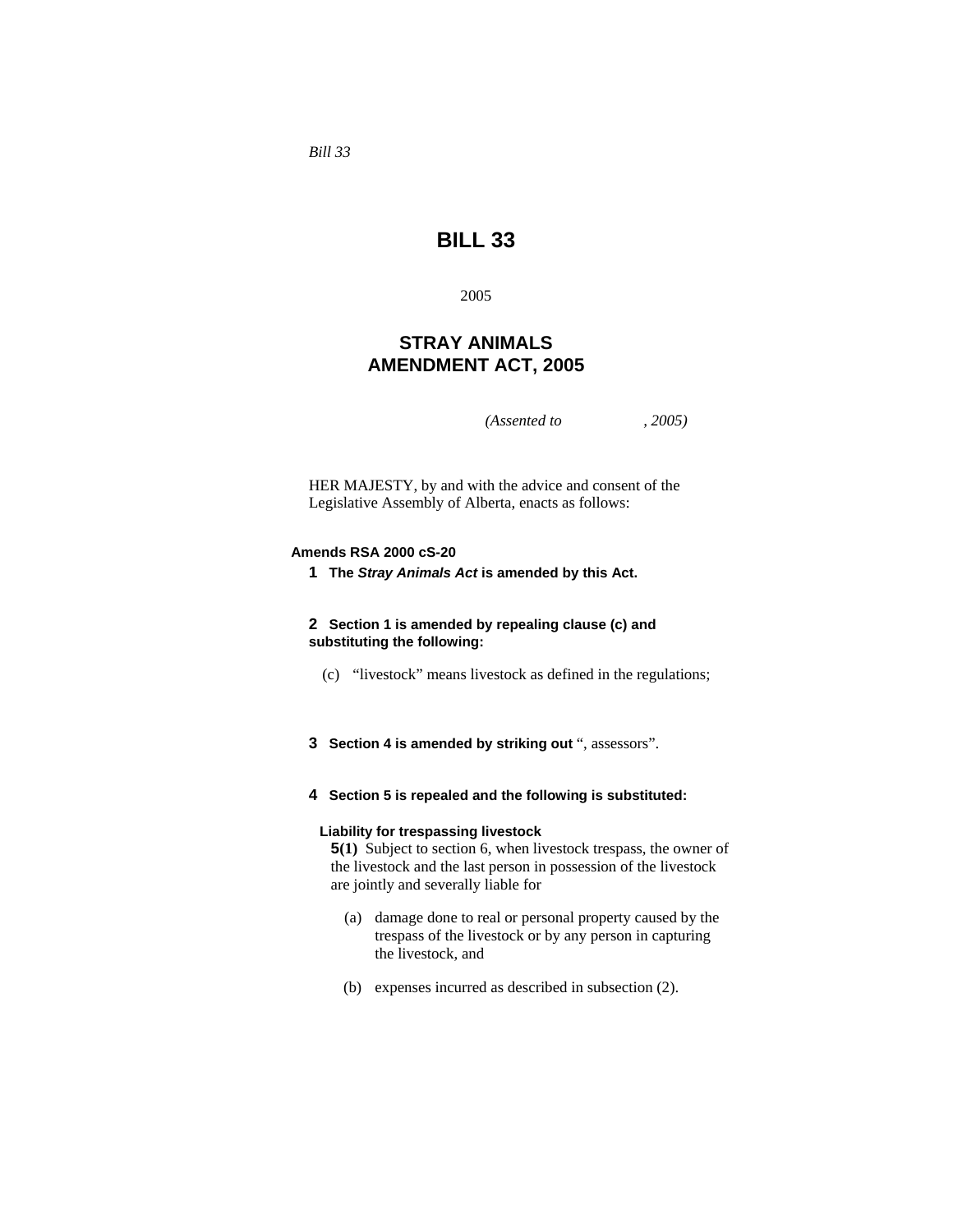*Bill 33*

# BILL 33

2005

## STRAY ANIMALS AMENDMENT ACT, 2005

*(Assented to , 2005)*

HER MAJESTY, by and with the advice and consent of the Legislative Assembly of Alberta, enacts as follows:

**Amends RSA 2000 cS-20**

**1** **The *Stray Animals Act* is amended by this Act.**

**2** **Section 1 is amended by repealing clause (c) and substituting the following:**

(c) "livestock" means livestock as defined in the regulations;

**3** **Section 4 is amended by striking out** ", assessors".

**4** **Section 5 is repealed and the following is substituted:**

**Liability for trespassing livestock**

**5(1)** Subject to section 6, when livestock trespass, the owner of the livestock and the last person in possession of the livestock are jointly and severally liable for

(a) damage done to real or personal property caused by the trespass of the livestock or by any person in capturing the livestock, and

(b) expenses incurred as described in subsection (2).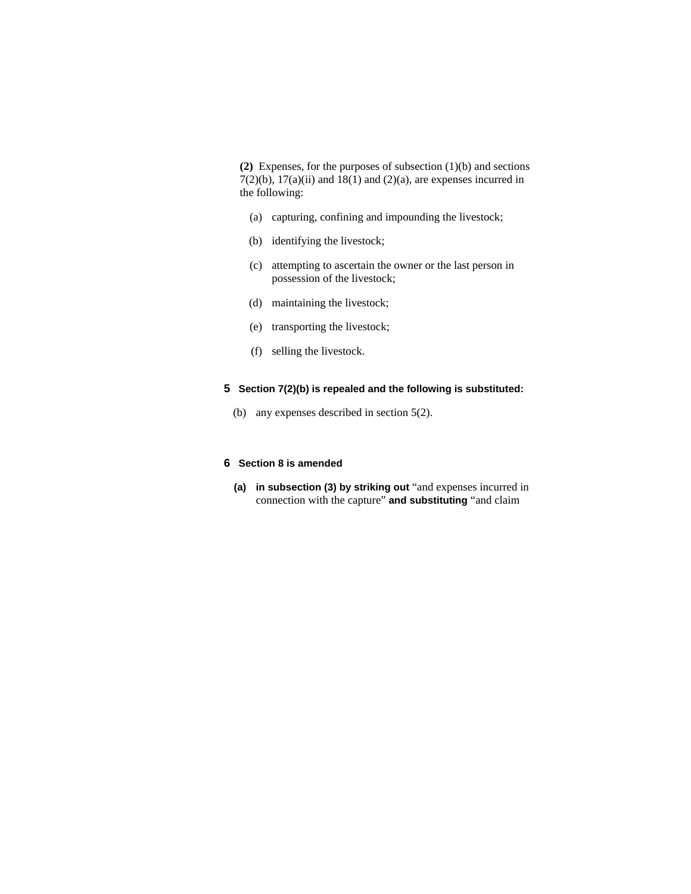**(2)** Expenses, for the purposes of subsection (1)(b) and sections 7(2)(b), 17(a)(ii) and 18(1) and (2)(a), are expenses incurred in the following:

(a) capturing, confining and impounding the livestock;

(b) identifying the livestock;

(c) attempting to ascertain the owner or the last person in possession of the livestock;

(d) maintaining the livestock;

(e) transporting the livestock;

(f) selling the livestock.

**5 Section 7(2)(b) is repealed and the following is substituted:**

(b) any expenses described in section 5(2).

**6 Section 8 is amended**

**(a) in subsection (3) by striking out** "and expenses incurred in connection with the capture" **and substituting** "and claim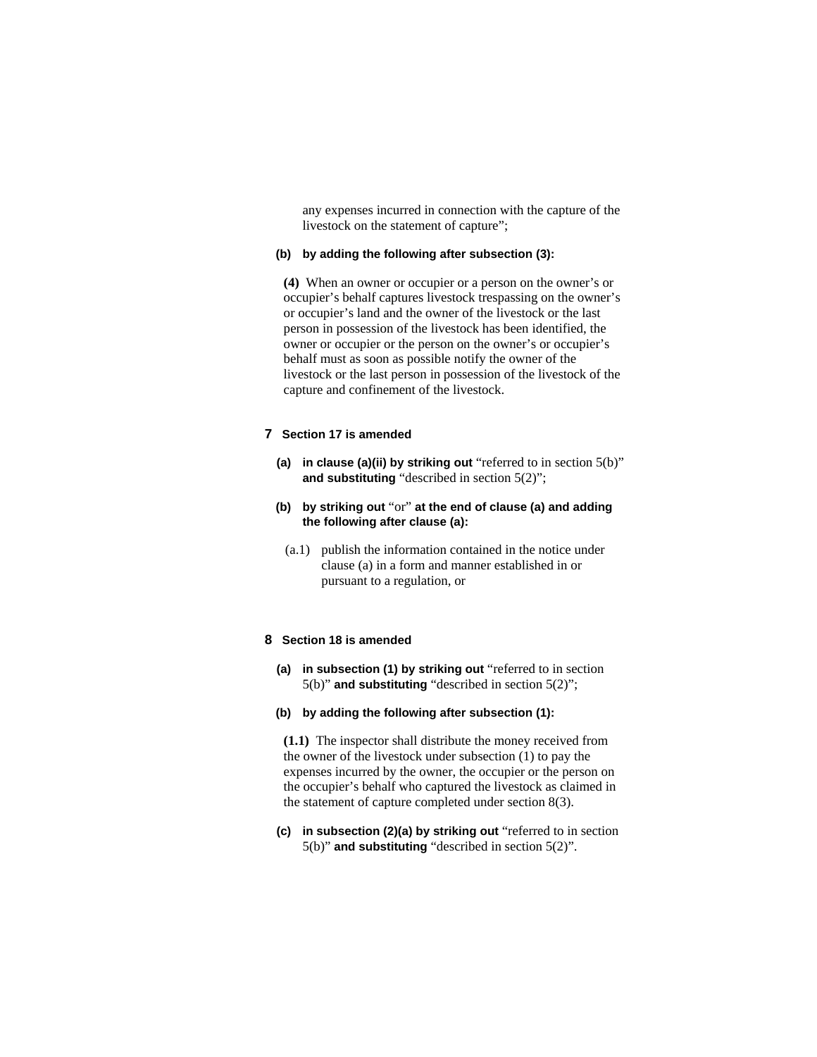any expenses incurred in connection with the capture of the livestock on the statement of capture";

**(b) by adding the following after subsection (3):**

**(4)** When an owner or occupier or a person on the owner's or occupier's behalf captures livestock trespassing on the owner's or occupier's land and the owner of the livestock or the last person in possession of the livestock has been identified, the owner or occupier or the person on the owner's or occupier's behalf must as soon as possible notify the owner of the livestock or the last person in possession of the livestock of the capture and confinement of the livestock.

**7 Section 17 is amended**

**(a) in clause (a)(ii) by striking out** "referred to in section 5(b)" **and substituting** "described in section 5(2)";

**(b) by striking out** "or" **at the end of clause (a) and adding the following after clause (a):**

(a.1) publish the information contained in the notice under clause (a) in a form and manner established in or pursuant to a regulation, or

**8 Section 18 is amended**

**(a) in subsection (1) by striking out** "referred to in section 5(b)" **and substituting** "described in section 5(2)";

**(b) by adding the following after subsection (1):**

**(1.1)** The inspector shall distribute the money received from the owner of the livestock under subsection (1) to pay the expenses incurred by the owner, the occupier or the person on the occupier's behalf who captured the livestock as claimed in the statement of capture completed under section 8(3).

**(c) in subsection (2)(a) by striking out** "referred to in section 5(b)" **and substituting** "described in section 5(2)".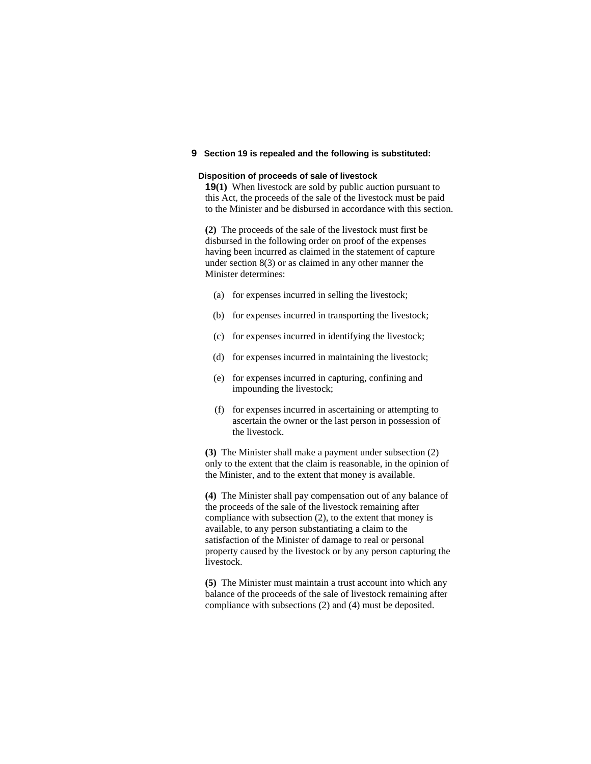**9 Section 19 is repealed and the following is substituted:**

**Disposition of proceeds of sale of livestock**

**19(1)** When livestock are sold by public auction pursuant to this Act, the proceeds of the sale of the livestock must be paid to the Minister and be disbursed in accordance with this section.

**(2)** The proceeds of the sale of the livestock must first be disbursed in the following order on proof of the expenses having been incurred as claimed in the statement of capture under section 8(3) or as claimed in any other manner the Minister determines:

- (a) for expenses incurred in selling the livestock;
- (b) for expenses incurred in transporting the livestock;
- (c) for expenses incurred in identifying the livestock;
- (d) for expenses incurred in maintaining the livestock;
- (e) for expenses incurred in capturing, confining and impounding the livestock;
- (f) for expenses incurred in ascertaining or attempting to ascertain the owner or the last person in possession of the livestock.

**(3)** The Minister shall make a payment under subsection (2) only to the extent that the claim is reasonable, in the opinion of the Minister, and to the extent that money is available.

**(4)** The Minister shall pay compensation out of any balance of the proceeds of the sale of the livestock remaining after compliance with subsection (2), to the extent that money is available, to any person substantiating a claim to the satisfaction of the Minister of damage to real or personal property caused by the livestock or by any person capturing the livestock.

**(5)** The Minister must maintain a trust account into which any balance of the proceeds of the sale of livestock remaining after compliance with subsections (2) and (4) must be deposited.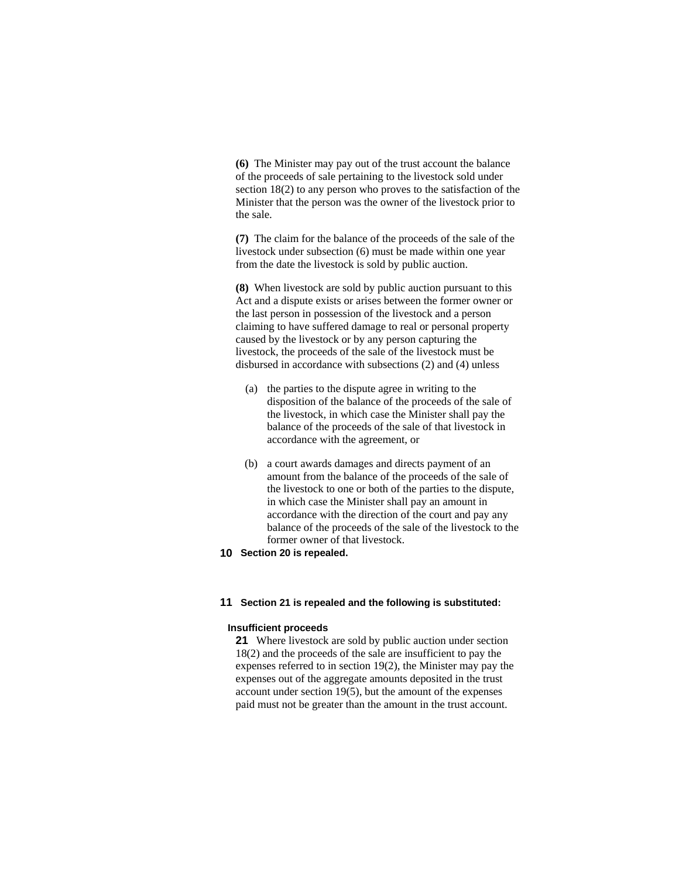**(6)** The Minister may pay out of the trust account the balance of the proceeds of sale pertaining to the livestock sold under section 18(2) to any person who proves to the satisfaction of the Minister that the person was the owner of the livestock prior to the sale.

**(7)** The claim for the balance of the proceeds of the sale of the livestock under subsection (6) must be made within one year from the date the livestock is sold by public auction.

**(8)** When livestock are sold by public auction pursuant to this Act and a dispute exists or arises between the former owner or the last person in possession of the livestock and a person claiming to have suffered damage to real or personal property caused by the livestock or by any person capturing the livestock, the proceeds of the sale of the livestock must be disbursed in accordance with subsections (2) and (4) unless

(a) the parties to the dispute agree in writing to the disposition of the balance of the proceeds of the sale of the livestock, in which case the Minister shall pay the balance of the proceeds of the sale of that livestock in accordance with the agreement, or

(b) a court awards damages and directs payment of an amount from the balance of the proceeds of the sale of the livestock to one or both of the parties to the dispute, in which case the Minister shall pay an amount in accordance with the direction of the court and pay any balance of the proceeds of the sale of the livestock to the former owner of that livestock.

**10** **Section 20 is repealed.**

**11** **Section 21 is repealed and the following is substituted:**

**Insufficient proceeds**

**21** Where livestock are sold by public auction under section 18(2) and the proceeds of the sale are insufficient to pay the expenses referred to in section 19(2), the Minister may pay the expenses out of the aggregate amounts deposited in the trust account under section 19(5), but the amount of the expenses paid must not be greater than the amount in the trust account.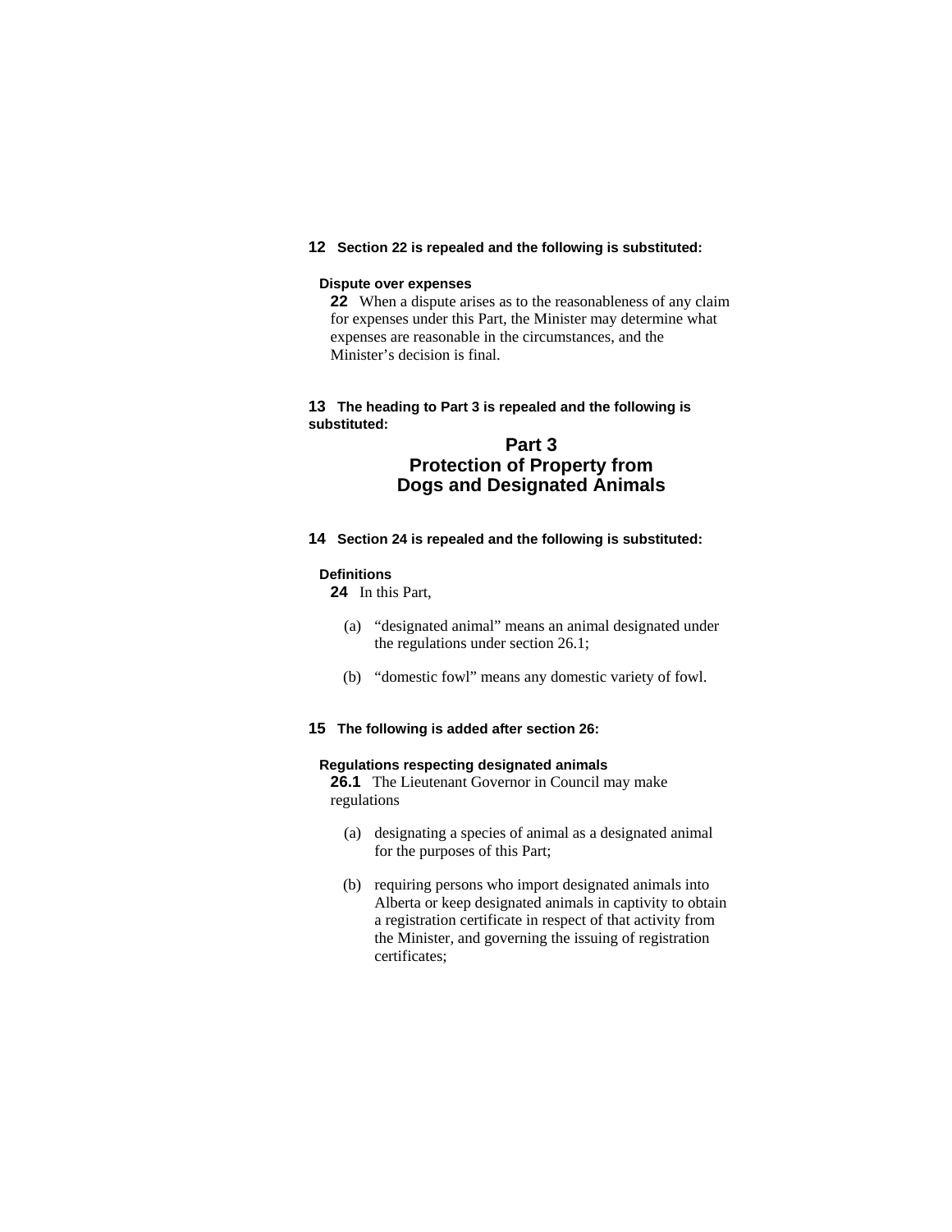**12** **Section 22 is repealed and the following is substituted:**

**Dispute over expenses**

**22** When a dispute arises as to the reasonableness of any claim for expenses under this Part, the Minister may determine what expenses are reasonable in the circumstances, and the Minister's decision is final.

**13** **The heading to Part 3 is repealed and the following is substituted:**

## Part 3
## Protection of Property from Dogs and Designated Animals

**14** **Section 24 is repealed and the following is substituted:**

**Definitions**

**24** In this Part,

(a) "designated animal" means an animal designated under the regulations under section 26.1;

(b) "domestic fowl" means any domestic variety of fowl.

**15** **The following is added after section 26:**

**Regulations respecting designated animals**

**26.1** The Lieutenant Governor in Council may make regulations

(a) designating a species of animal as a designated animal for the purposes of this Part;

(b) requiring persons who import designated animals into Alberta or keep designated animals in captivity to obtain a registration certificate in respect of that activity from the Minister, and governing the issuing of registration certificates;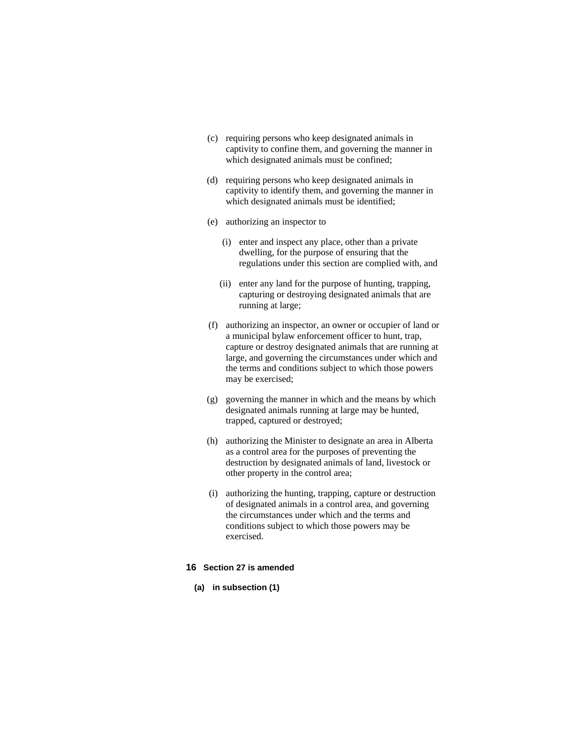(c) requiring persons who keep designated animals in captivity to confine them, and governing the manner in which designated animals must be confined;

(d) requiring persons who keep designated animals in captivity to identify them, and governing the manner in which designated animals must be identified;

(e) authorizing an inspector to

  (i) enter and inspect any place, other than a private dwelling, for the purpose of ensuring that the regulations under this section are complied with, and

  (ii) enter any land for the purpose of hunting, trapping, capturing or destroying designated animals that are running at large;

(f) authorizing an inspector, an owner or occupier of land or a municipal bylaw enforcement officer to hunt, trap, capture or destroy designated animals that are running at large, and governing the circumstances under which and the terms and conditions subject to which those powers may be exercised;

(g) governing the manner in which and the means by which designated animals running at large may be hunted, trapped, captured or destroyed;

(h) authorizing the Minister to designate an area in Alberta as a control area for the purposes of preventing the destruction by designated animals of land, livestock or other property in the control area;

(i) authorizing the hunting, trapping, capture or destruction of designated animals in a control area, and governing the circumstances under which and the terms and conditions subject to which those powers may be exercised.

**16 Section 27 is amended**

**(a) in subsection (1)**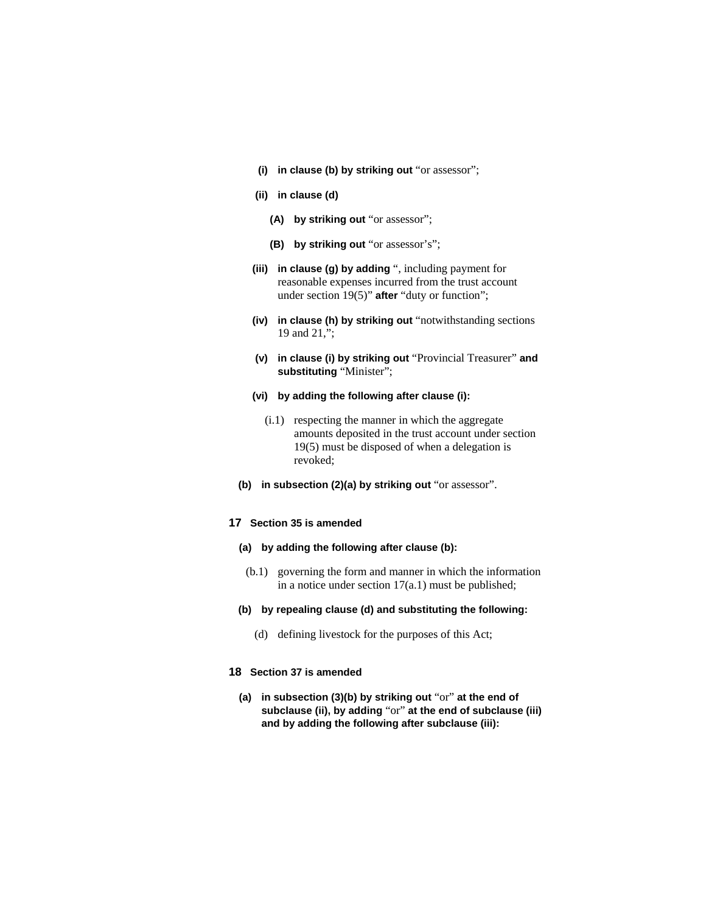**(i) in clause (b) by striking out** "or assessor";

**(ii) in clause (d)**

**(A) by striking out** "or assessor";

**(B) by striking out** "or assessor's";

**(iii) in clause (g) by adding** ", including payment for reasonable expenses incurred from the trust account under section 19(5)" **after** "duty or function";

**(iv) in clause (h) by striking out** "notwithstanding sections 19 and 21,";

**(v) in clause (i) by striking out** "Provincial Treasurer" **and substituting** "Minister";

**(vi) by adding the following after clause (i):**

(i.1) respecting the manner in which the aggregate amounts deposited in the trust account under section 19(5) must be disposed of when a delegation is revoked;

**(b) in subsection (2)(a) by striking out** "or assessor".

**17 Section 35 is amended**

**(a) by adding the following after clause (b):**

(b.1) governing the form and manner in which the information in a notice under section 17(a.1) must be published;

**(b) by repealing clause (d) and substituting the following:**

(d) defining livestock for the purposes of this Act;

**18 Section 37 is amended**

**(a) in subsection (3)(b) by striking out** "or" **at the end of subclause (ii), by adding** "or" **at the end of subclause (iii) and by adding the following after subclause (iii):**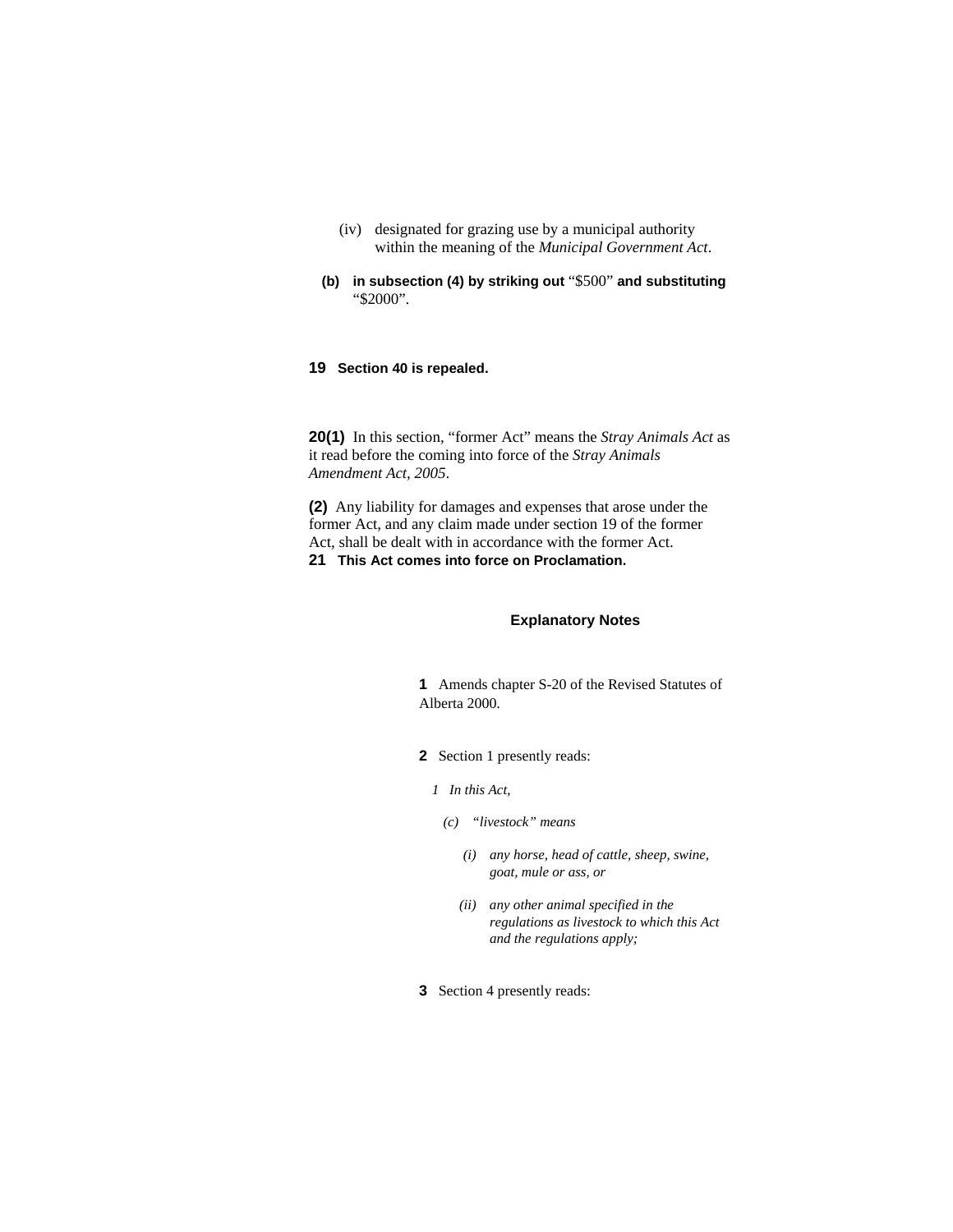(iv) designated for grazing use by a municipal authority within the meaning of the *Municipal Government Act*.

**(b) in subsection (4) by striking out** "$500" **and substituting** "$2000".

**19 Section 40 is repealed.**

**20(1)** In this section, "former Act" means the *Stray Animals Act* as it read before the coming into force of the *Stray Animals Amendment Act, 2005*.

**(2)** Any liability for damages and expenses that arose under the former Act, and any claim made under section 19 of the former Act, shall be dealt with in accordance with the former Act.

**21 This Act comes into force on Proclamation.**

## Explanatory Notes

**1** Amends chapter S-20 of the Revised Statutes of Alberta 2000.

**2** Section 1 presently reads:

*1 In this Act,*

*(c) "livestock" means*

*(i) any horse, head of cattle, sheep, swine, goat, mule or ass, or*

*(ii) any other animal specified in the regulations as livestock to which this Act and the regulations apply;*

**3** Section 4 presently reads: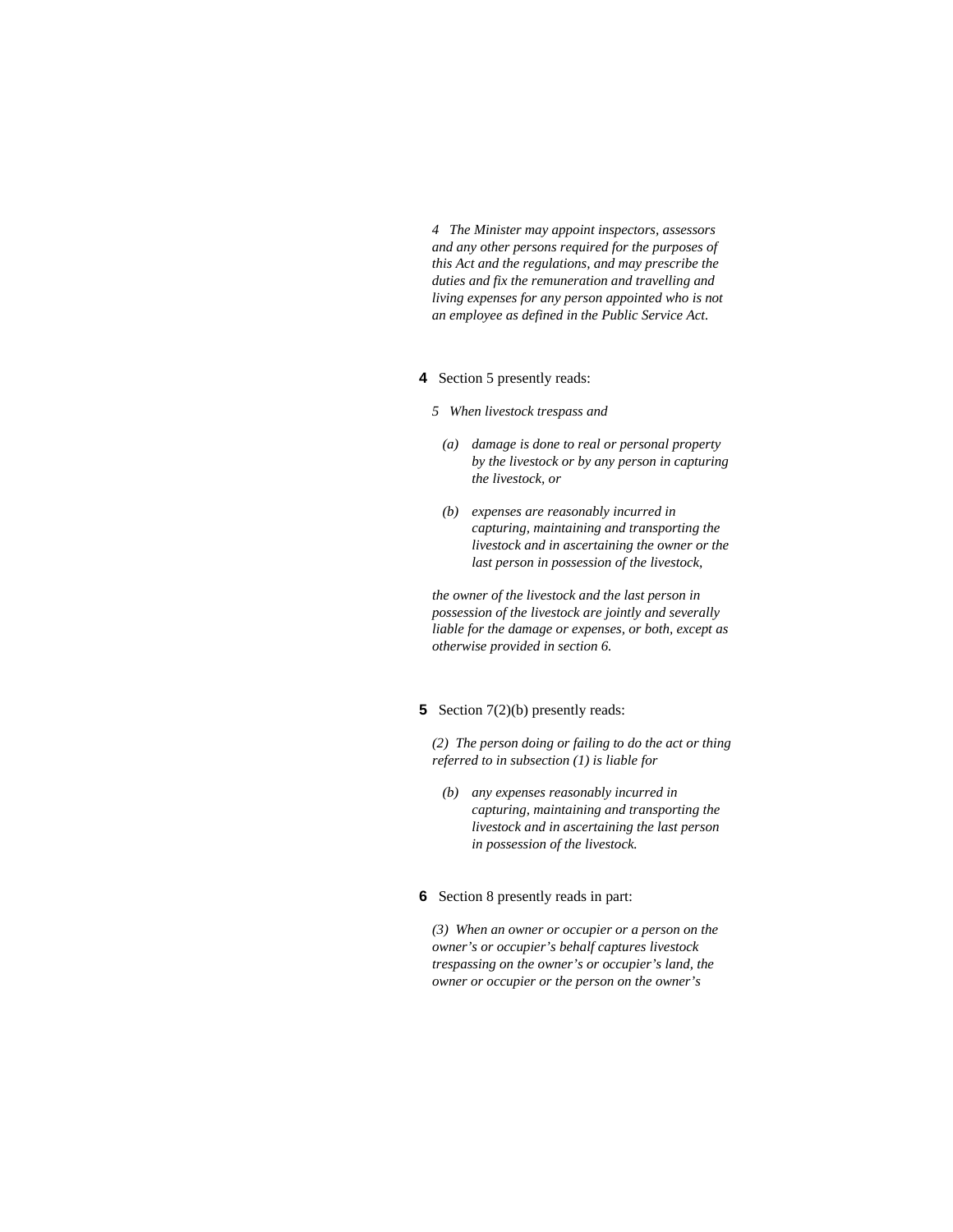*4 The Minister may appoint inspectors, assessors and any other persons required for the purposes of this Act and the regulations, and may prescribe the duties and fix the remuneration and travelling and living expenses for any person appointed who is not an employee as defined in the Public Service Act.*

**4** Section 5 presently reads:

*5 When livestock trespass and*

*(a) damage is done to real or personal property by the livestock or by any person in capturing the livestock, or*

*(b) expenses are reasonably incurred in capturing, maintaining and transporting the livestock and in ascertaining the owner or the last person in possession of the livestock,*

*the owner of the livestock and the last person in possession of the livestock are jointly and severally liable for the damage or expenses, or both, except as otherwise provided in section 6.*

**5** Section 7(2)(b) presently reads:

*(2) The person doing or failing to do the act or thing referred to in subsection (1) is liable for*

*(b) any expenses reasonably incurred in capturing, maintaining and transporting the livestock and in ascertaining the last person in possession of the livestock.*

**6** Section 8 presently reads in part:

*(3) When an owner or occupier or a person on the owner's or occupier's behalf captures livestock trespassing on the owner's or occupier's land, the owner or occupier or the person on the owner's*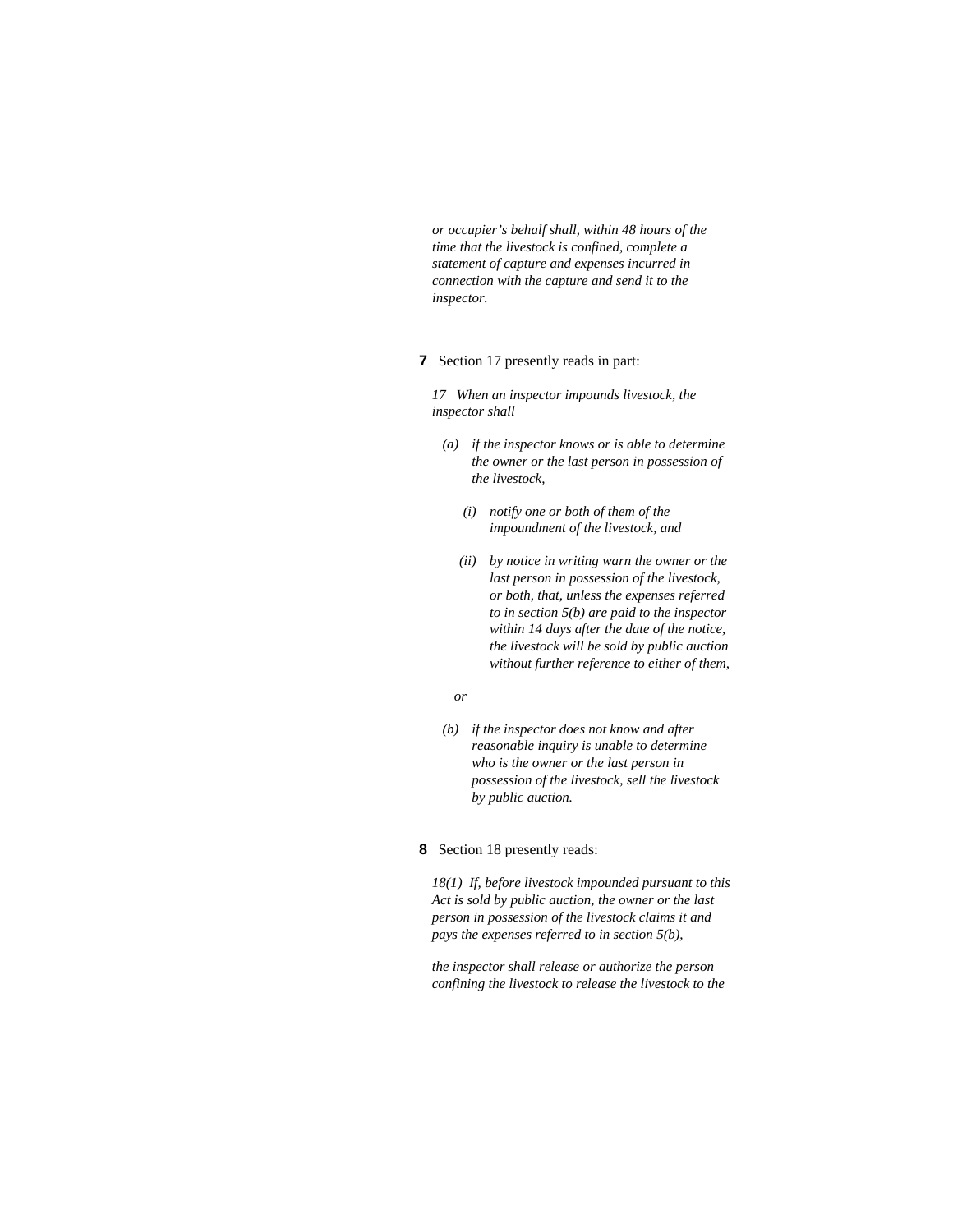*or occupier's behalf shall, within 48 hours of the time that the livestock is confined, complete a statement of capture and expenses incurred in connection with the capture and send it to the inspector.*

**7** Section 17 presently reads in part:

*17 When an inspector impounds livestock, the inspector shall*

*(a) if the inspector knows or is able to determine the owner or the last person in possession of the livestock,*

*(i) notify one or both of them of the impoundment of the livestock, and*

*(ii) by notice in writing warn the owner or the last person in possession of the livestock, or both, that, unless the expenses referred to in section 5(b) are paid to the inspector within 14 days after the date of the notice, the livestock will be sold by public auction without further reference to either of them,*

*or*

*(b) if the inspector does not know and after reasonable inquiry is unable to determine who is the owner or the last person in possession of the livestock, sell the livestock by public auction.*

**8** Section 18 presently reads:

*18(1) If, before livestock impounded pursuant to this Act is sold by public auction, the owner or the last person in possession of the livestock claims it and pays the expenses referred to in section 5(b),*

*the inspector shall release or authorize the person confining the livestock to release the livestock to the*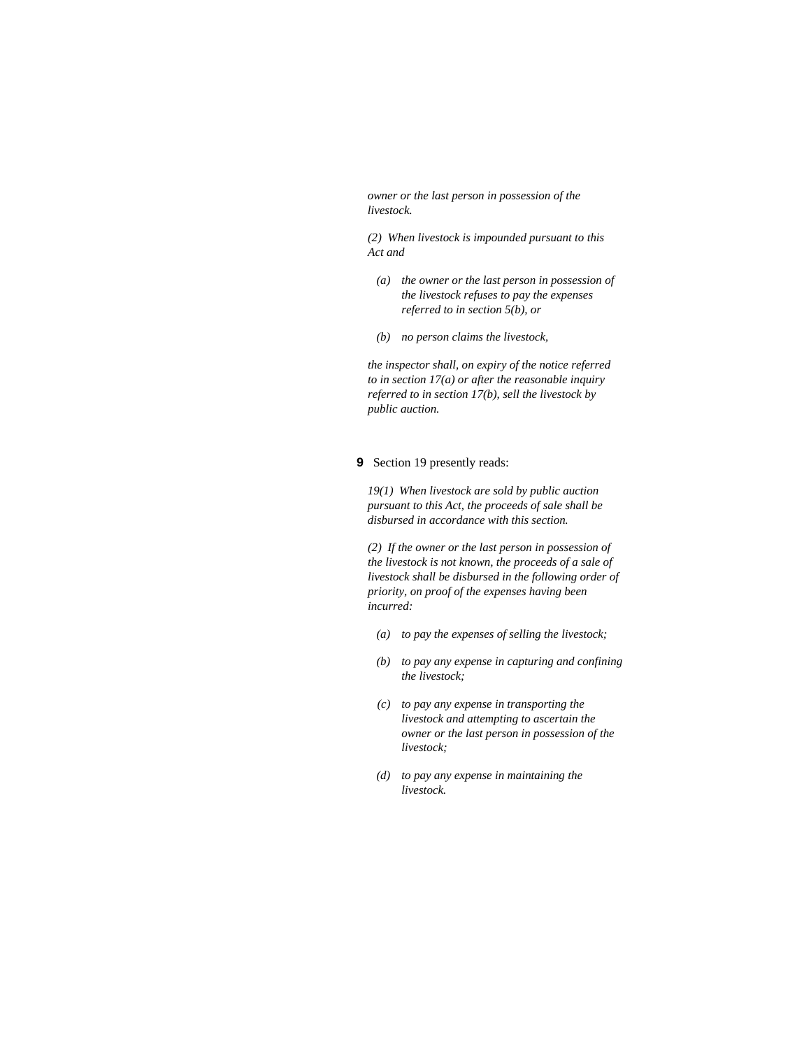*owner or the last person in possession of the livestock.*

*(2) When livestock is impounded pursuant to this Act and*

- *(a) the owner or the last person in possession of the livestock refuses to pay the expenses referred to in section 5(b), or*
- *(b) no person claims the livestock,*

*the inspector shall, on expiry of the notice referred to in section 17(a) or after the reasonable inquiry referred to in section 17(b), sell the livestock by public auction.*

**9** Section 19 presently reads:

*19(1) When livestock are sold by public auction pursuant to this Act, the proceeds of sale shall be disbursed in accordance with this section.*

*(2) If the owner or the last person in possession of the livestock is not known, the proceeds of a sale of livestock shall be disbursed in the following order of priority, on proof of the expenses having been incurred:*

- *(a) to pay the expenses of selling the livestock;*
- *(b) to pay any expense in capturing and confining the livestock;*
- *(c) to pay any expense in transporting the livestock and attempting to ascertain the owner or the last person in possession of the livestock;*
- *(d) to pay any expense in maintaining the livestock.*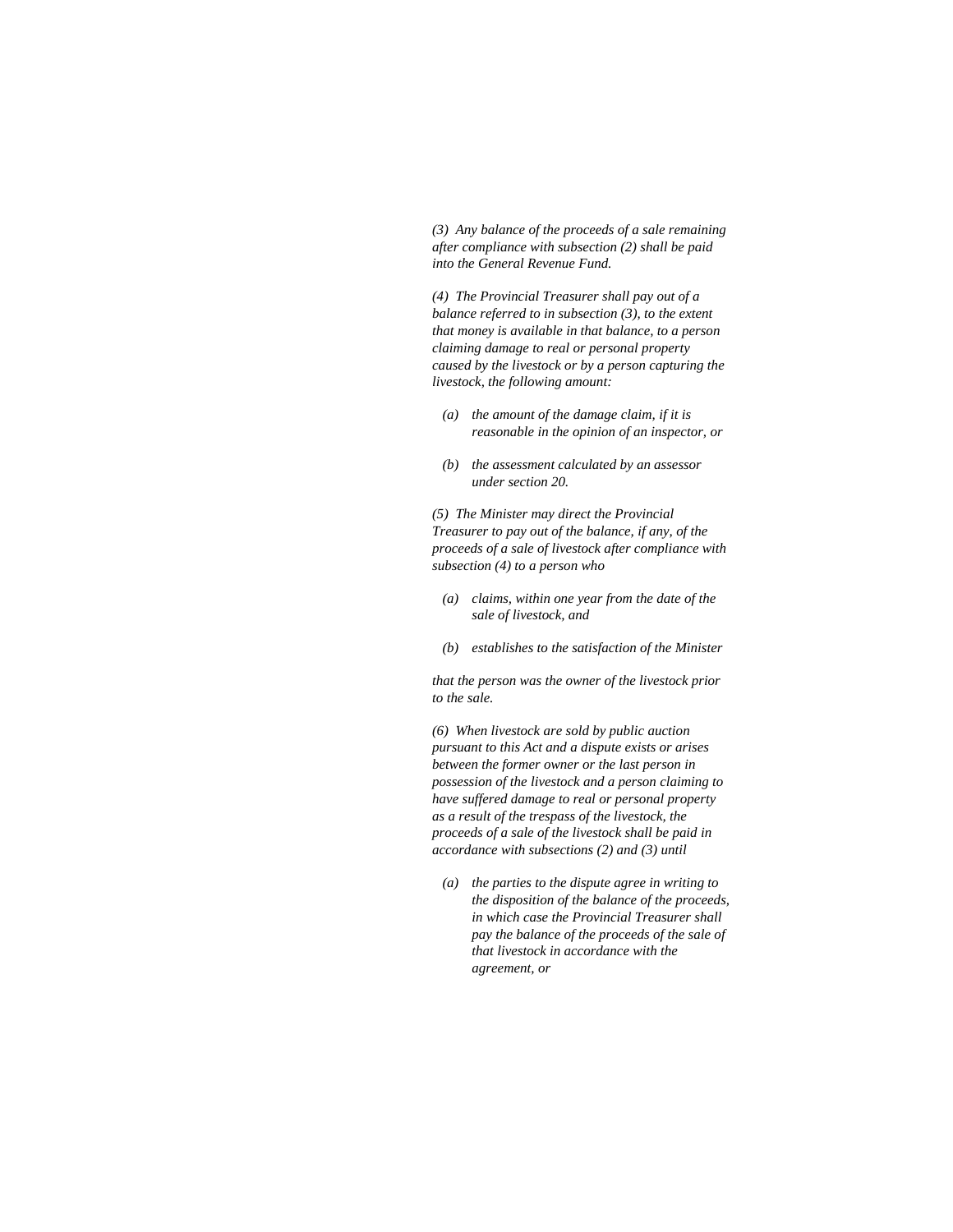*(3) Any balance of the proceeds of a sale remaining after compliance with subsection (2) shall be paid into the General Revenue Fund.*

*(4) The Provincial Treasurer shall pay out of a balance referred to in subsection (3), to the extent that money is available in that balance, to a person claiming damage to real or personal property caused by the livestock or by a person capturing the livestock, the following amount:*

- *(a) the amount of the damage claim, if it is reasonable in the opinion of an inspector, or*
- *(b) the assessment calculated by an assessor under section 20.*

*(5) The Minister may direct the Provincial Treasurer to pay out of the balance, if any, of the proceeds of a sale of livestock after compliance with subsection (4) to a person who*

- *(a) claims, within one year from the date of the sale of livestock, and*
- *(b) establishes to the satisfaction of the Minister*

*that the person was the owner of the livestock prior to the sale.*

*(6) When livestock are sold by public auction pursuant to this Act and a dispute exists or arises between the former owner or the last person in possession of the livestock and a person claiming to have suffered damage to real or personal property as a result of the trespass of the livestock, the proceeds of a sale of the livestock shall be paid in accordance with subsections (2) and (3) until*

- *(a) the parties to the dispute agree in writing to the disposition of the balance of the proceeds, in which case the Provincial Treasurer shall pay the balance of the proceeds of the sale of that livestock in accordance with the agreement, or*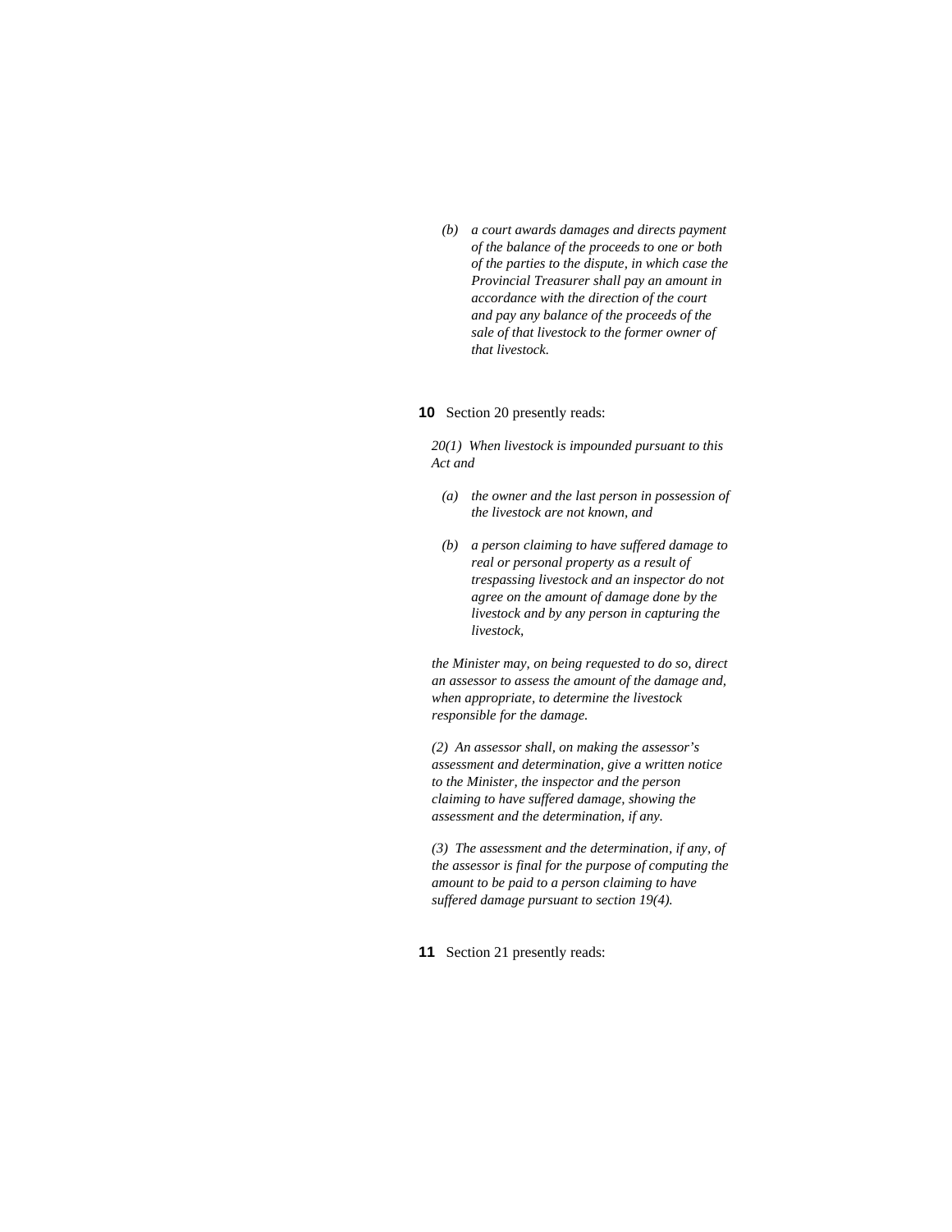*(b) a court awards damages and directs payment of the balance of the proceeds to one or both of the parties to the dispute, in which case the Provincial Treasurer shall pay an amount in accordance with the direction of the court and pay any balance of the proceeds of the sale of that livestock to the former owner of that livestock.*

**10** Section 20 presently reads:

*20(1) When livestock is impounded pursuant to this Act and*

*(a) the owner and the last person in possession of the livestock are not known, and*

*(b) a person claiming to have suffered damage to real or personal property as a result of trespassing livestock and an inspector do not agree on the amount of damage done by the livestock and by any person in capturing the livestock,*

*the Minister may, on being requested to do so, direct an assessor to assess the amount of the damage and, when appropriate, to determine the livestock responsible for the damage.*

*(2) An assessor shall, on making the assessor's assessment and determination, give a written notice to the Minister, the inspector and the person claiming to have suffered damage, showing the assessment and the determination, if any.*

*(3) The assessment and the determination, if any, of the assessor is final for the purpose of computing the amount to be paid to a person claiming to have suffered damage pursuant to section 19(4).*

**11** Section 21 presently reads: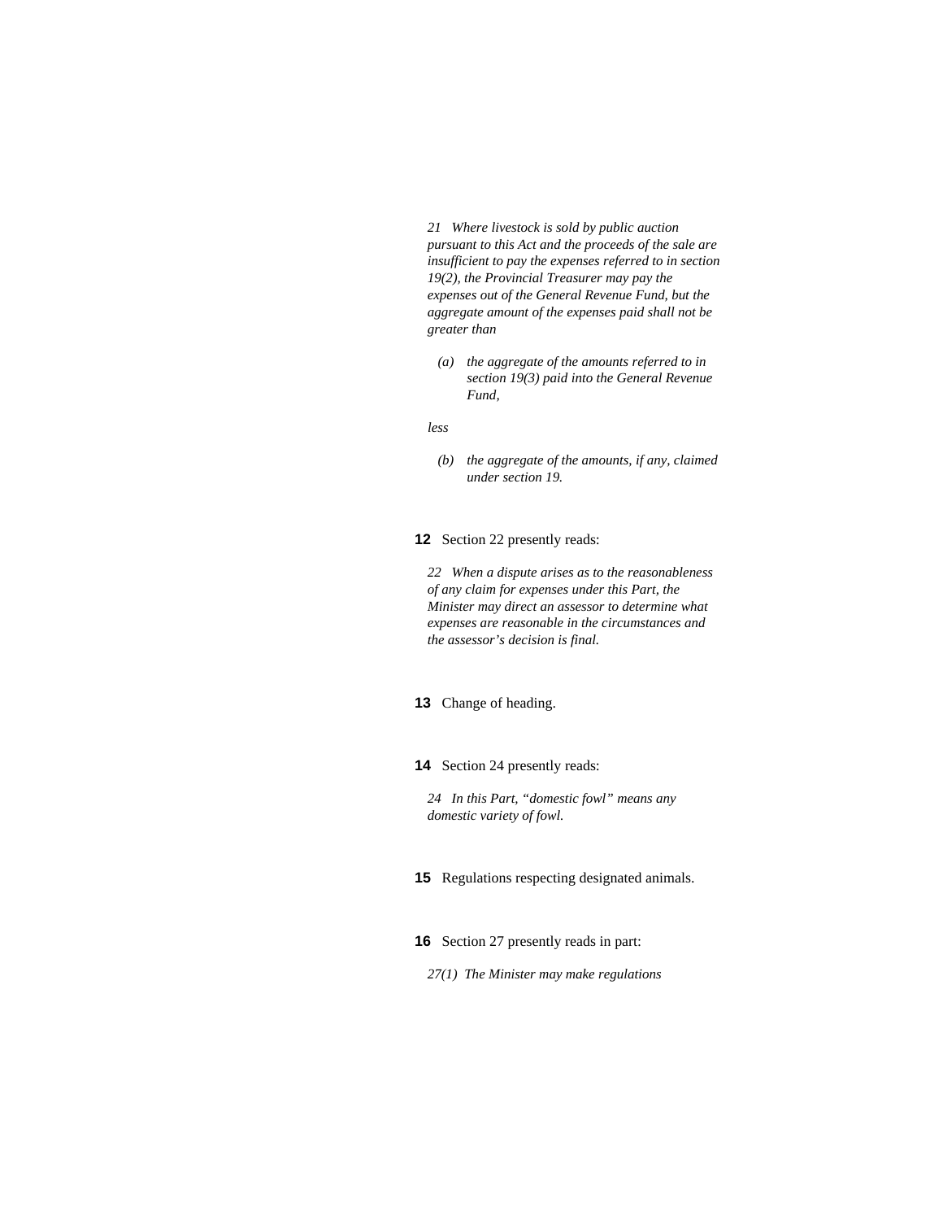*21 Where livestock is sold by public auction pursuant to this Act and the proceeds of the sale are insufficient to pay the expenses referred to in section 19(2), the Provincial Treasurer may pay the expenses out of the General Revenue Fund, but the aggregate amount of the expenses paid shall not be greater than*

*(a) the aggregate of the amounts referred to in section 19(3) paid into the General Revenue Fund,*

*less*

*(b) the aggregate of the amounts, if any, claimed under section 19.*

**12** Section 22 presently reads:

*22 When a dispute arises as to the reasonableness of any claim for expenses under this Part, the Minister may direct an assessor to determine what expenses are reasonable in the circumstances and the assessor's decision is final.*

**13** Change of heading.

**14** Section 24 presently reads:

*24 In this Part, "domestic fowl" means any domestic variety of fowl.*

**15** Regulations respecting designated animals.

**16** Section 27 presently reads in part:

*27(1) The Minister may make regulations*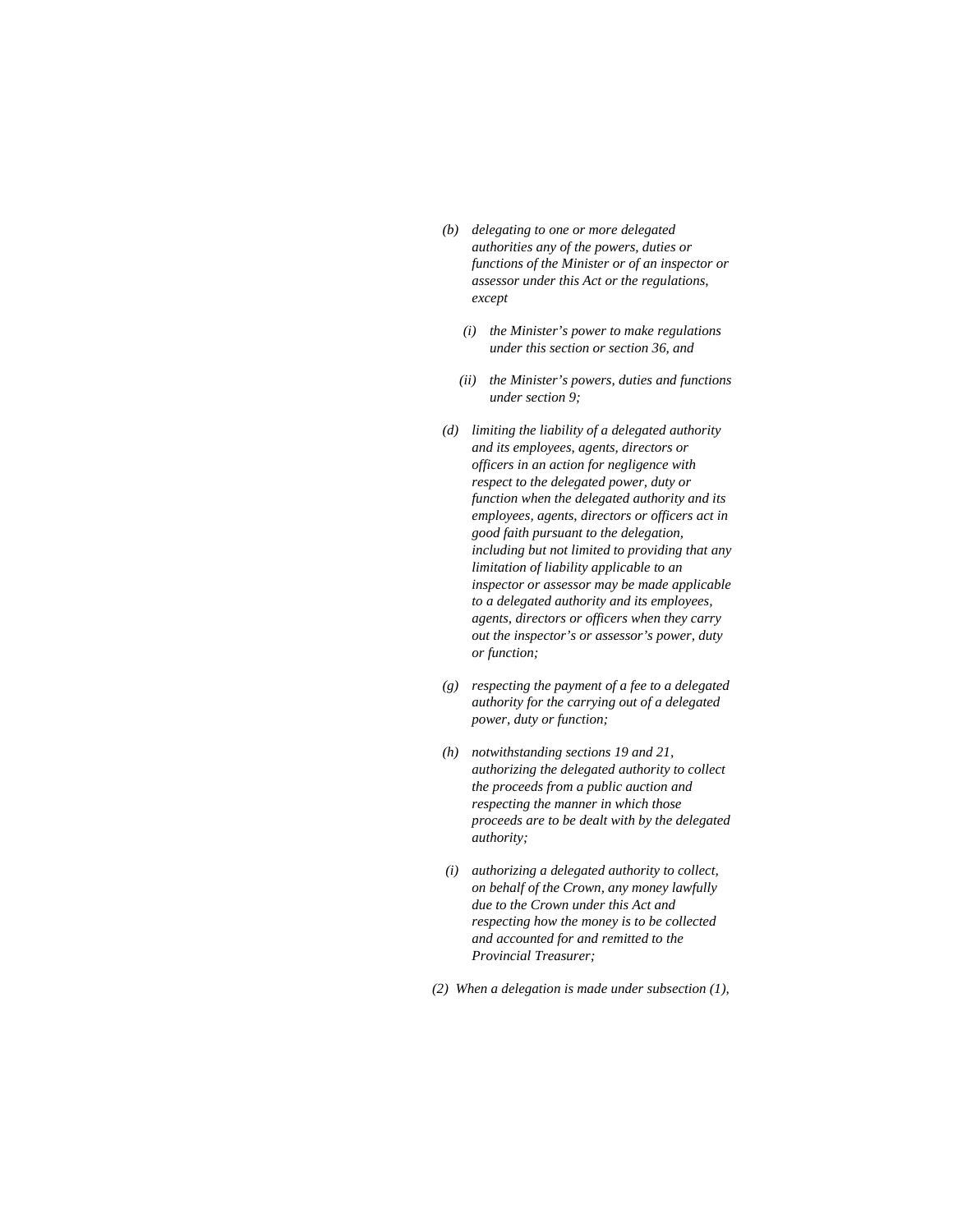*(b) delegating to one or more delegated authorities any of the powers, duties or functions of the Minister or of an inspector or assessor under this Act or the regulations, except*

*(i) the Minister's power to make regulations under this section or section 36, and*

*(ii) the Minister's powers, duties and functions under section 9;*

*(d) limiting the liability of a delegated authority and its employees, agents, directors or officers in an action for negligence with respect to the delegated power, duty or function when the delegated authority and its employees, agents, directors or officers act in good faith pursuant to the delegation, including but not limited to providing that any limitation of liability applicable to an inspector or assessor may be made applicable to a delegated authority and its employees, agents, directors or officers when they carry out the inspector's or assessor's power, duty or function;*

*(g) respecting the payment of a fee to a delegated authority for the carrying out of a delegated power, duty or function;*

*(h) notwithstanding sections 19 and 21, authorizing the delegated authority to collect the proceeds from a public auction and respecting the manner in which those proceeds are to be dealt with by the delegated authority;*

*(i) authorizing a delegated authority to collect, on behalf of the Crown, any money lawfully due to the Crown under this Act and respecting how the money is to be collected and accounted for and remitted to the Provincial Treasurer;*

*(2) When a delegation is made under subsection (1),*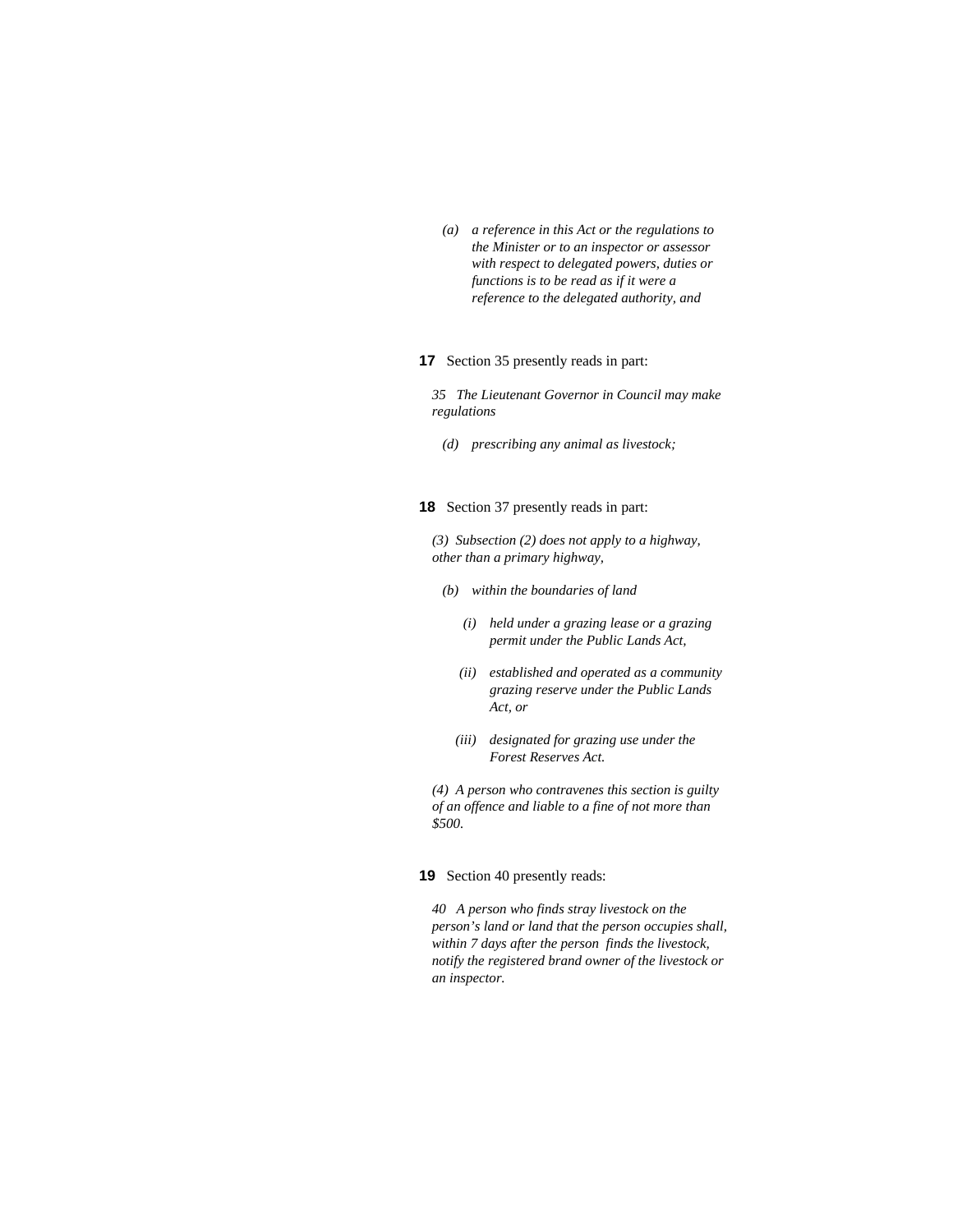*(a) a reference in this Act or the regulations to the Minister or to an inspector or assessor with respect to delegated powers, duties or functions is to be read as if it were a reference to the delegated authority, and*

**17** Section 35 presently reads in part:

*35 The Lieutenant Governor in Council may make regulations*

*(d) prescribing any animal as livestock;*

**18** Section 37 presently reads in part:

*(3) Subsection (2) does not apply to a highway, other than a primary highway,*

*(b) within the boundaries of land*

*(i) held under a grazing lease or a grazing permit under the Public Lands Act,*

*(ii) established and operated as a community grazing reserve under the Public Lands Act, or*

*(iii) designated for grazing use under the Forest Reserves Act.*

*(4) A person who contravenes this section is guilty of an offence and liable to a fine of not more than $500.*

**19** Section 40 presently reads:

*40 A person who finds stray livestock on the person's land or land that the person occupies shall, within 7 days after the person finds the livestock, notify the registered brand owner of the livestock or an inspector.*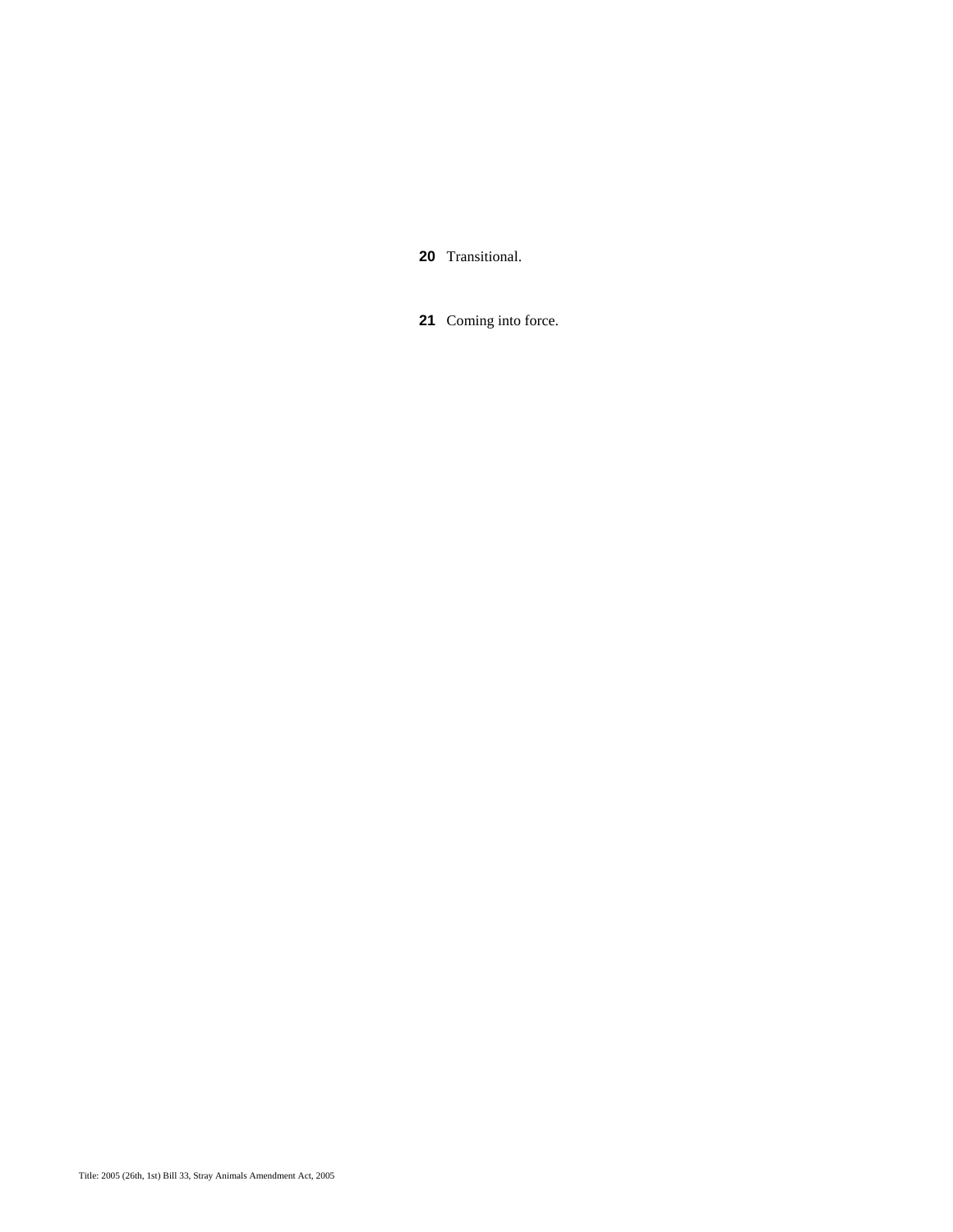**20** Transitional.

**21** Coming into force.